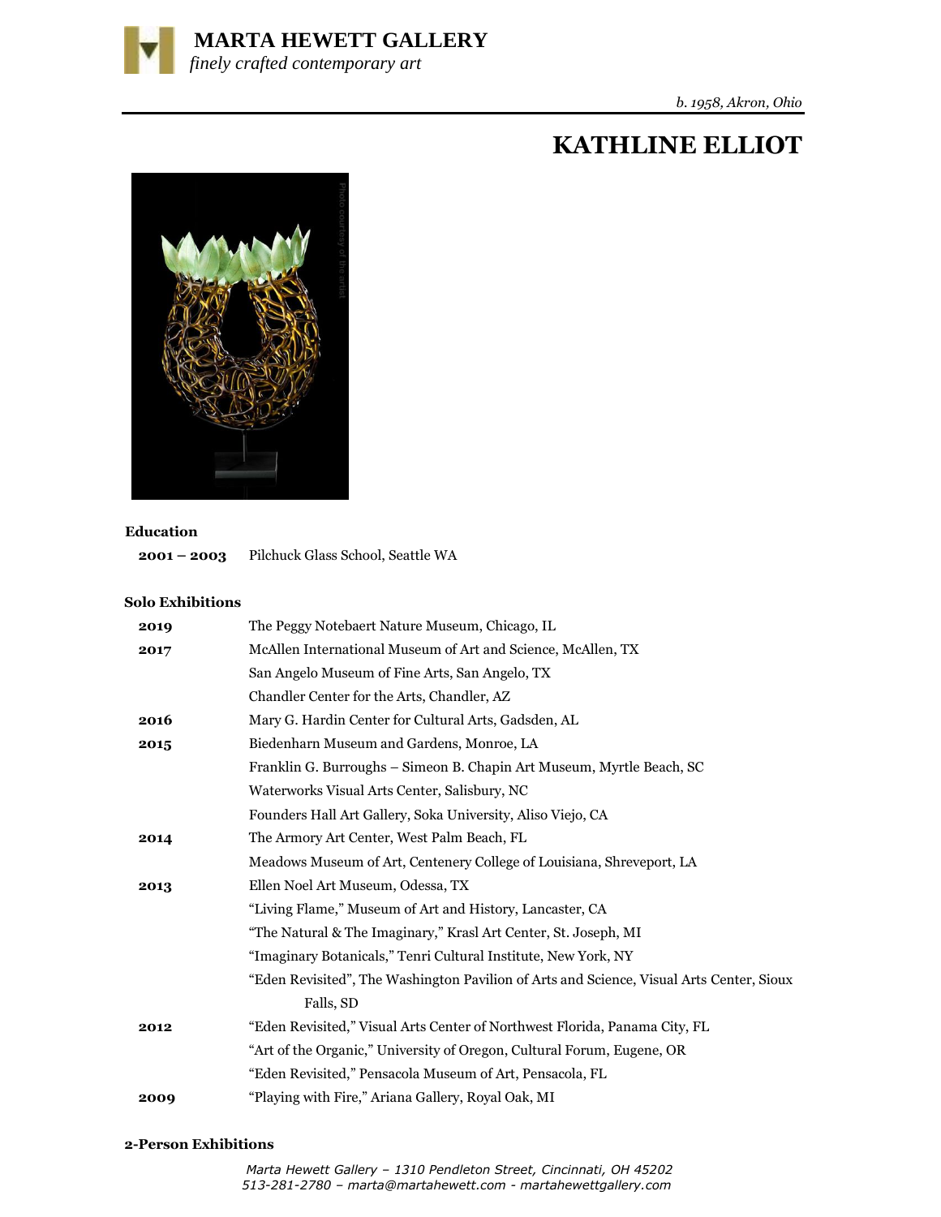**MARTA HEWETT GALLERY**
*finely crafted contemporary art*

*b. 1958, Akron, Ohio*

# KATHLINE ELLIOT

### Education

| | |
|---|---|
| **2001 – 2003** | Pilchuck Glass School, Seattle WA |

### Solo Exhibitions

| | |
|---|---|
| **2019** | The Peggy Notebaert Nature Museum, Chicago, IL |
| **2017** | McAllen International Museum of Art and Science, McAllen, TX |
| | San Angelo Museum of Fine Arts, San Angelo, TX |
| | Chandler Center for the Arts, Chandler, AZ |
| **2016** | Mary G. Hardin Center for Cultural Arts, Gadsden, AL |
| **2015** | Biedenharn Museum and Gardens, Monroe, LA |
| | Franklin G. Burroughs – Simeon B. Chapin Art Museum, Myrtle Beach, SC |
| | Waterworks Visual Arts Center, Salisbury, NC |
| | Founders Hall Art Gallery, Soka University, Aliso Viejo, CA |
| **2014** | The Armory Art Center, West Palm Beach, FL |
| | Meadows Museum of Art, Centenery College of Louisiana, Shreveport, LA |
| **2013** | Ellen Noel Art Museum, Odessa, TX |
| | "Living Flame," Museum of Art and History, Lancaster, CA |
| | "The Natural & The Imaginary," Krasl Art Center, St. Joseph, MI |
| | "Imaginary Botanicals," Tenri Cultural Institute, New York, NY |
| | "Eden Revisited", The Washington Pavilion of Arts and Science, Visual Arts Center, Sioux Falls, SD |
| **2012** | "Eden Revisited," Visual Arts Center of Northwest Florida, Panama City, FL |
| | "Art of the Organic," University of Oregon, Cultural Forum, Eugene, OR |
| | "Eden Revisited," Pensacola Museum of Art, Pensacola, FL |
| **2009** | "Playing with Fire," Ariana Gallery, Royal Oak, MI |

### 2-Person Exhibitions

*Marta Hewett Gallery – 1310 Pendleton Street, Cincinnati, OH 45202*
*513-281-2780 – marta@martahewett.com - martahewettgallery.com*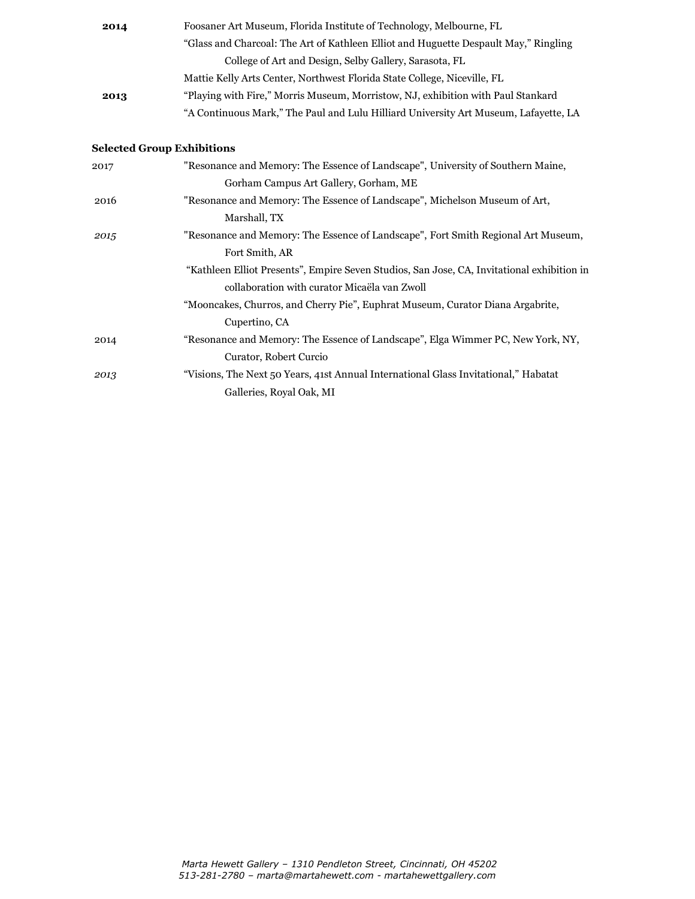| | |
|---|---|
| **2014** | Foosaner Art Museum, Florida Institute of Technology, Melbourne, FL |
| | "Glass and Charcoal: The Art of Kathleen Elliot and Huguette Despault May," Ringling College of Art and Design, Selby Gallery, Sarasota, FL |
| | Mattie Kelly Arts Center, Northwest Florida State College, Niceville, FL |
| **2013** | "Playing with Fire," Morris Museum, Morristown, NJ, exhibition with Paul Stankard |
| | "A Continuous Mark," The Paul and Lulu Hilliard University Art Museum, Lafayette, LA |

**Selected Group Exhibitions**

| | |
|---|---|
| 2017 | "Resonance and Memory: The Essence of Landscape", University of Southern Maine, Gorham Campus Art Gallery, Gorham, ME |
| 2016 | "Resonance and Memory: The Essence of Landscape", Michelson Museum of Art, Marshall, TX |
| *2015* | "Resonance and Memory: The Essence of Landscape", Fort Smith Regional Art Museum, Fort Smith, AR |
| | "Kathleen Elliot Presents", Empire Seven Studios, San Jose, CA, Invitational exhibition in collaboration with curator Micaëla van Zwoll |
| | "Mooncakes, Churros, and Cherry Pie", Euphrat Museum, Curator Diana Argabrite, Cupertino, CA |
| 2014 | "Resonance and Memory: The Essence of Landscape", Elga Wimmer PC, New York, NY, Curator, Robert Curcio |
| *2013* | "Visions, The Next 50 Years, 41st Annual International Glass Invitational," Habatat Galleries, Royal Oak, MI |